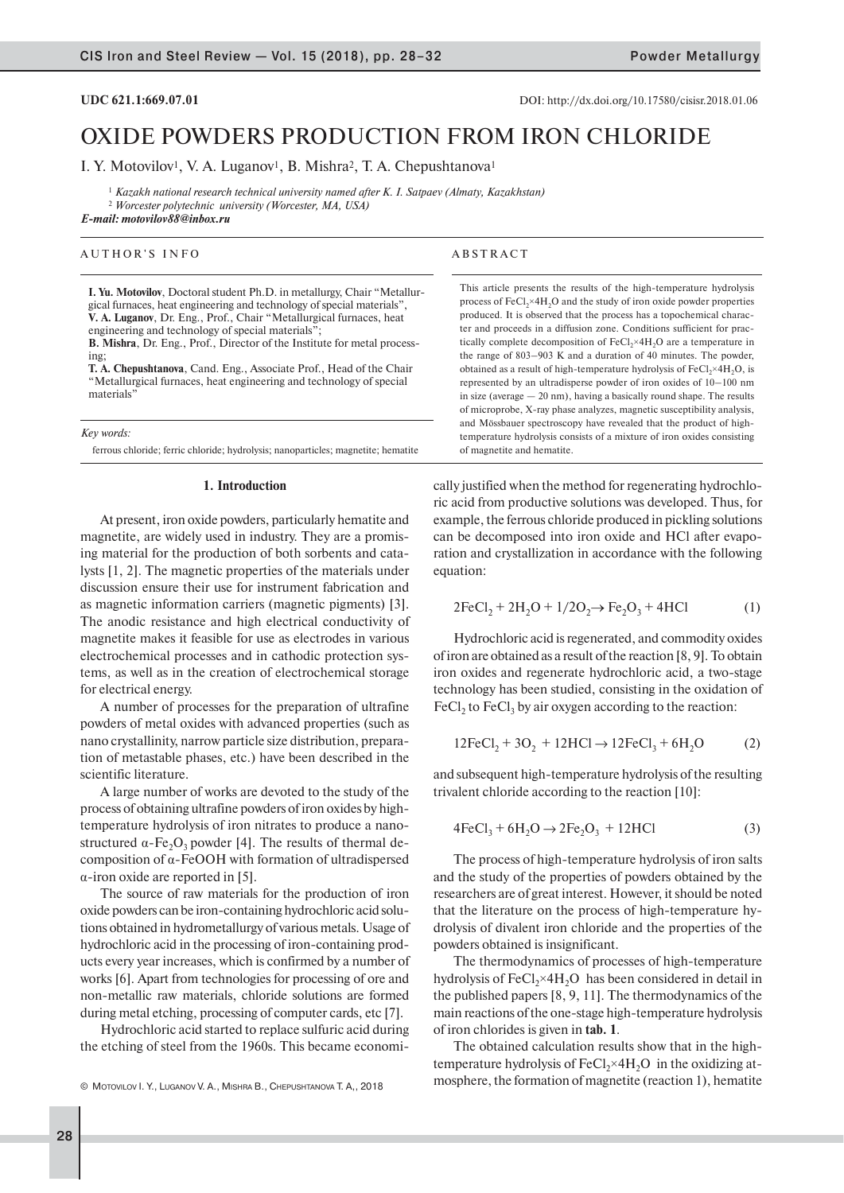**UDC 621.1:669.07.01**

DOI: http://dx.doi.org/10.17580/cisisr.2018.01.06

# OXIDE POWDERS PRODUCTION FROM IRON CHLORIDE

I. Y. Motovilov[1], V. A. Luganov[1], B. Mishra[2], T. A. Chepushtanova[1]

[1] *Kazakh national research technical university named after K. I. Satpaev (Almaty, Kazakhstan)*
[2] *Worcester polytechnic university (Worcester, MA, USA)*
***E-mail: motovilov88@inbox.ru***

AUTHOR'S INFO

**I. Yu. Motovilov**, Doctoral student Ph.D. in metallurgy, Chair "Metallurgical furnaces, heat engineering and technology of special materials",
**V. A. Luganov**, Dr. Eng., Prof., Chair "Metallurgical furnaces, heat engineering and technology of special materials";
**B. Mishra**, Dr. Eng., Prof., Director of the Institute for metal processing;
**T. A. Chepushtanova**, Cand. Eng., Associate Prof., Head of the Chair "Metallurgical furnaces, heat engineering and technology of special materials"

*Key words:*

ferrous chloride; ferric chloride; hydrolysis; nanoparticles; magnetite; hematite

ABSTRACT

This article presents the results of the high-temperature hydrolysis process of $FeCl_2 \times 4H_2O$ and the study of iron oxide powder properties produced. It is observed that the process has a topochemical character and proceeds in a diffusion zone. Conditions sufficient for practically complete decomposition of $FeCl_2 \times 4H_2O$ are a temperature in the range of 803–903 K and a duration of 40 minutes. The powder, obtained as a result of high-temperature hydrolysis of $FeCl_2 \times 4H_2O$, is represented by an ultradisperse powder of iron oxides of 10–100 nm in size (average — 20 nm), having a basically round shape. The results of microprobe, X-ray phase analyzes, magnetic susceptibility analysis, and Mössbauer spectroscopy have revealed that the product of high-temperature hydrolysis consists of a mixture of iron oxides consisting of magnetite and hematite.

## 1. Introduction

At present, iron oxide powders, particularly hematite and magnetite, are widely used in industry. They are a promising material for the production of both sorbents and catalysts [1, 2]. The magnetic properties of the materials under discussion ensure their use for instrument fabrication and as magnetic information carriers (magnetic pigments) [3]. The anodic resistance and high electrical conductivity of magnetite makes it feasible for use as electrodes in various electrochemical processes and in cathodic protection systems, as well as in the creation of electrochemical storage for electrical energy.

A number of processes for the preparation of ultrafine powders of metal oxides with advanced properties (such as nano crystallinity, narrow particle size distribution, preparation of metastable phases, etc.) have been described in the scientific literature.

A large number of works are devoted to the study of the process of obtaining ultrafine powders of iron oxides by high-temperature hydrolysis of iron nitrates to produce a nanostructured $\alpha$-$Fe_2O_3$ powder [4]. The results of thermal decomposition of $\alpha$-FeOOH with formation of ultradispersed $\alpha$-iron oxide are reported in [5].

The source of raw materials for the production of iron oxide powders can be iron-containing hydrochloric acid solutions obtained in hydrometallurgy of various metals. Usage of hydrochloric acid in the processing of iron-containing products every year increases, which is confirmed by a number of works [6]. Apart from technologies for processing of ore and non-metallic raw materials, chloride solutions are formed during metal etching, processing of computer cards, etc [7].

Hydrochloric acid started to replace sulfuric acid during the etching of steel from the 1960s. This became economically justified when the method for regenerating hydrochloric acid from productive solutions was developed. Thus, for example, the ferrous chloride produced in pickling solutions can be decomposed into iron oxide and HCl after evaporation and crystallization in accordance with the following equation:

$$2FeCl_2 + 2H_2O + 1/2O_2 \rightarrow Fe_2O_3 + 4HCl \quad (1)$$

Hydrochloric acid is regenerated, and commodity oxides of iron are obtained as a result of the reaction [8, 9]. To obtain iron oxides and regenerate hydrochloric acid, a two-stage technology has been studied, consisting in the oxidation of $FeCl_2$ to $FeCl_3$ by air oxygen according to the reaction:

$$12FeCl_2 + 3O_2 + 12HCl \rightarrow 12FeCl_3 + 6H_2O \quad (2)$$

and subsequent high-temperature hydrolysis of the resulting trivalent chloride according to the reaction [10]:

$$4FeCl_3 + 6H_2O \rightarrow 2Fe_2O_3 + 12HCl \quad (3)$$

The process of high-temperature hydrolysis of iron salts and the study of the properties of powders obtained by the researchers are of great interest. However, it should be noted that the literature on the process of high-temperature hydrolysis of divalent iron chloride and the properties of the powders obtained is insignificant.

The thermodynamics of processes of high-temperature hydrolysis of $FeCl_2 \times 4H_2O$ has been considered in detail in the published papers [8, 9, 11]. The thermodynamics of the main reactions of the one-stage high-temperature hydrolysis of iron chlorides is given in **tab. 1**.

The obtained calculation results show that in the high-temperature hydrolysis of $FeCl_2 \times 4H_2O$ in the oxidizing atmosphere, the formation of magnetite (reaction 1), hematite

© Motovilov I. Y., Luganov V. A., Mishra B., Chepushtanova T. A., 2018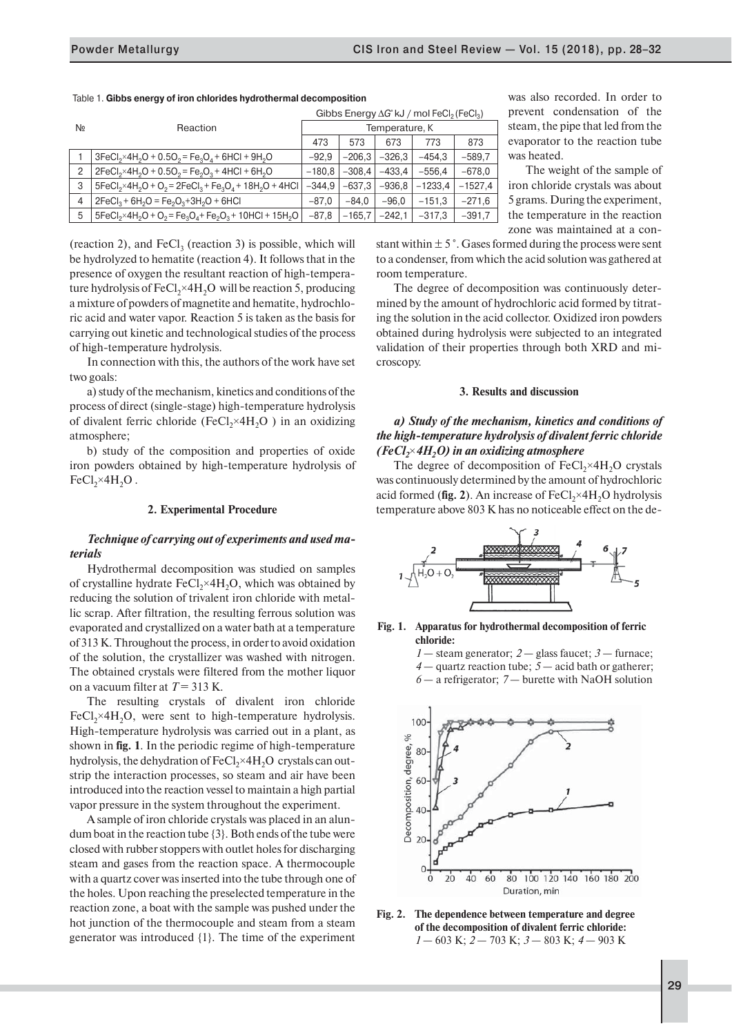Table 1. **Gibbs energy of iron chlorides hydrothermal decomposition**

| № | Reaction | Gibbs Energy $\Delta G^{\circ}$ kJ / mol $FeCl_2$ ($FeCl_3$) | | | | |
|---|---|---|---|---|---|---|
| | | Temperature, K | | | | |
| | | 473 | 573 | 673 | 773 | 873 |
| 1 | $3FeCl_2{\times}4H_2O + 0.5O_2 = Fe_3O_4 + 6HCl + 9H_2O$ | −92,9 | −206,3 | −326,3 | −454,3 | −589,7 |
| 2 | $2FeCl_2{\times}4H_2O + 0.5O_2 = Fe_2O_3 + 4HCl + 6H_2O$ | −180,8 | −308,4 | −433,4 | −556,4 | −678,0 |
| 3 | $5FeCl_2{\times}4H_2O + O_2 = 2FeCl_3 + Fe_3O_4 + 18H_2O + 4HCl$ | −344,9 | −637,3 | −936,8 | −1233,4 | −1527,4 |
| 4 | $2FeCl_3 + 6H_2O = Fe_2O_3 + 3H_2O + 6HCl$ | −87,0 | −84,0 | −96,0 | −151,3 | −271,6 |
| 5 | $5FeCl_2{\times}4H_2O + O_2 = Fe_3O_4 + Fe_2O_3 + 10HCl + 15H_2O$ | −87,8 | −165,7 | −242,1 | −317,3 | −391,7 |

(reaction 2), and $FeCl_3$ (reaction 3) is possible, which will be hydrolyzed to hematite (reaction 4). It follows that in the presence of oxygen the resultant reaction of high-temperature hydrolysis of $FeCl_2{\times}4H_2O$ will be reaction 5, producing a mixture of powders of magnetite and hematite, hydrochloric acid and water vapor. Reaction 5 is taken as the basis for carrying out kinetic and technological studies of the process of high-temperature hydrolysis.

In connection with this, the authors of the work have set two goals:

a) study of the mechanism, kinetics and conditions of the process of direct (single-stage) high-temperature hydrolysis of divalent ferric chloride ($FeCl_2{\times}4H_2O$ ) in an oxidizing atmosphere;

b) study of the composition and properties of oxide iron powders obtained by high-temperature hydrolysis of $FeCl_2{\times}4H_2O$ .

## 2. Experimental Procedure

### *Technique of carrying out of experiments and used materials*

Hydrothermal decomposition was studied on samples of crystalline hydrate $FeCl_2{\times}4H_2O$, which was obtained by reducing the solution of trivalent iron chloride with metallic scrap. After filtration, the resulting ferrous solution was evaporated and crystallized on a water bath at a temperature of 313 K. Throughout the process, in order to avoid oxidation of the solution, the crystallizer was washed with nitrogen. The obtained crystals were filtered from the mother liquor on a vacuum filter at $T = 313$ K.

The resulting crystals of divalent iron chloride $FeCl_2{\times}4H_2O$, were sent to high-temperature hydrolysis. High-temperature hydrolysis was carried out in a plant, as shown in **fig. 1**. In the periodic regime of high-temperature hydrolysis, the dehydration of $FeCl_2{\times}4H_2O$ crystals can outstrip the interaction processes, so steam and air have been introduced into the reaction vessel to maintain a high partial vapor pressure in the system throughout the experiment.

A sample of iron chloride crystals was placed in an alundum boat in the reaction tube {3}. Both ends of the tube were closed with rubber stoppers with outlet holes for discharging steam and gases from the reaction space. A thermocouple with a quartz cover was inserted into the tube through one of the holes. Upon reaching the preselected temperature in the reaction zone, a boat with the sample was pushed under the hot junction of the thermocouple and steam from a steam generator was introduced {1}. The time of the experiment was also recorded. In order to prevent condensation of the steam, the pipe that led from the evaporator to the reaction tube was heated.

The weight of the sample of iron chloride crystals was about 5 grams. During the experiment, the temperature in the reaction zone was maintained at a constant within ± 5 °. Gases formed during the process were sent to a condenser, from which the acid solution was gathered at room temperature.

The degree of decomposition was continuously determined by the amount of hydrochloric acid formed by titrating the solution in the acid collector. Oxidized iron powders obtained during hydrolysis were subjected to an integrated validation of their properties through both XRD and microscopy.

## 3. Results and discussion

### *a) Study of the mechanism, kinetics and conditions of the high-temperature hydrolysis of divalent ferric chloride ($FeCl_2{\times}4H_2O$) in an oxidizing atmosphere*

The degree of decomposition of $FeCl_2{\times}4H_2O$ crystals was continuously determined by the amount of hydrochloric acid formed (**fig. 2**). An increase of $FeCl_2{\times}4H_2O$ hydrolysis temperature above 803 K has no noticeable effect on the de-

**Fig. 1. Apparatus for hydrothermal decomposition of ferric chloride:**
*1* — steam generator; *2* — glass faucet; *3* — furnace; *4* — quartz reaction tube; *5* — acid bath or gatherer; *6* — a refrigerator; *7* — burette with NaOH solution

**Fig. 2. The dependence between temperature and degree of the decomposition of divalent ferric chloride:**
*1* — 603 K; *2* — 703 K; *3* — 803 K; *4* — 903 K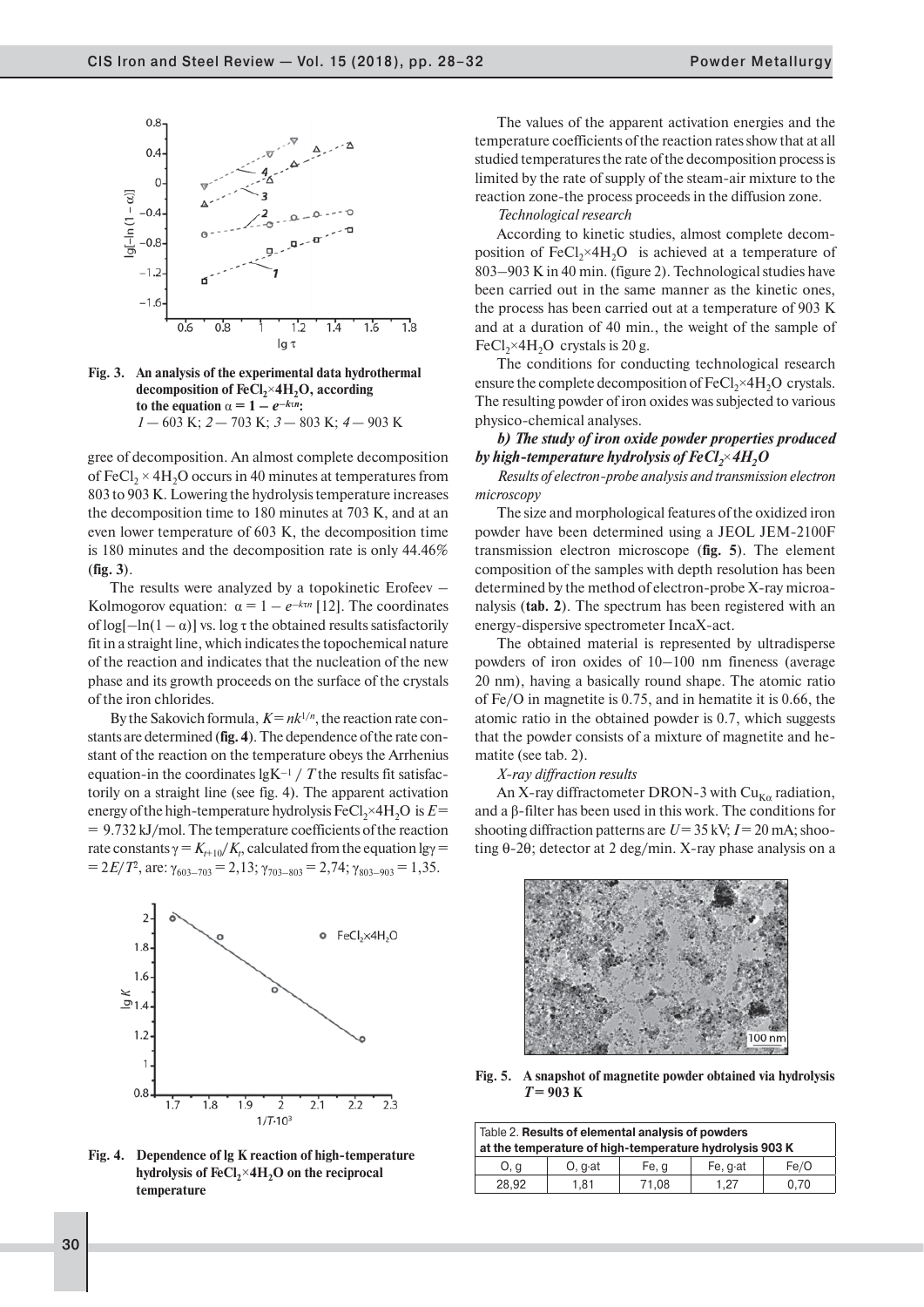Fig. 3. An analysis of the experimental data hydrothermal decomposition of $FeCl_2 \times 4H_2O$, according to the equation $\alpha = 1 - e^{-k\tau n}$: *1* — 603 K; *2* — 703 K; *3* — 803 K; *4* — 903 K

gree of decomposition. An almost complete decomposition of $FeCl_2 \times 4H_2O$ occurs in 40 minutes at temperatures from 803 to 903 K. Lowering the hydrolysis temperature increases the decomposition time to 180 minutes at 703 K, and at an even lower temperature of 603 K, the decomposition time is 180 minutes and the decomposition rate is only 44.46% (**fig. 3**).

The results were analyzed by a topokinetic Erofeev – Kolmogorov equation: $\alpha = 1 - e^{-k\tau n}$ [12]. The coordinates of $\log[-\ln(1 - \alpha)]$ vs. $\log \tau$ the obtained results satisfactorily fit in a straight line, which indicates the topochemical nature of the reaction and indicates that the nucleation of the new phase and its growth proceeds on the surface of the crystals of the iron chlorides.

By the Sakovich formula, $K = nk^{1/n}$, the reaction rate constants are determined (**fig. 4**). The dependence of the rate constant of the reaction on the temperature obeys the Arrhenius equation-in the coordinates $\lg K^{-1} / T$ the results fit satisfactorily on a straight line (see fig. 4). The apparent activation energy of the high-temperature hydrolysis $FeCl_2 \times 4H_2O$ is $E = 9.732$ kJ/mol. The temperature coefficients of the reaction rate constants $\gamma = K_{t+10}/K_t$, calculated from the equation $\lg\gamma = 2E/T^2$, are: $\gamma_{603-703} = 2{,}13$; $\gamma_{703-803} = 2{,}74$; $\gamma_{803-903} = 1{,}35$.

Fig. 4. Dependence of lg K reaction of high-temperature hydrolysis of $FeCl_2 \times 4H_2O$ on the reciprocal temperature

The values of the apparent activation energies and the temperature coefficients of the reaction rates show that at all studied temperatures the rate of the decomposition process is limited by the rate of supply of the steam-air mixture to the reaction zone-the process proceeds in the diffusion zone.

*Technological research*

According to kinetic studies, almost complete decomposition of $FeCl_2 \times 4H_2O$ is achieved at a temperature of 803–903 K in 40 min. (figure 2). Technological studies have been carried out in the same manner as the kinetic ones, the process has been carried out at a temperature of 903 K and at a duration of 40 min., the weight of the sample of $FeCl_2 \times 4H_2O$ crystals is 20 g.

The conditions for conducting technological research ensure the complete decomposition of $FeCl_2 \times 4H_2O$ crystals. The resulting powder of iron oxides was subjected to various physico-chemical analyses.

***b) The study of iron oxide powder properties produced by high-temperature hydrolysis of $FeCl_2 \times 4H_2O$***

*Results of electron-probe analysis and transmission electron microscopy*

The size and morphological features of the oxidized iron powder have been determined using a JEOL JEM-2100F transmission electron microscope (**fig. 5**). The element composition of the samples with depth resolution has been determined by the method of electron-probe X-ray microanalysis (**tab. 2**). The spectrum has been registered with an energy-dispersive spectrometer IncaX-act.

The obtained material is represented by ultradisperse powders of iron oxides of 10–100 nm fineness (average 20 nm), having a basically round shape. The atomic ratio of Fe/O in magnetite is 0.75, and in hematite it is 0.66, the atomic ratio in the obtained powder is 0.7, which suggests that the powder consists of a mixture of magnetite and hematite (see tab. 2).

*X-ray diffraction results*

An X-ray diffractometer DRON-3 with $Cu_{K\alpha}$ radiation, and a β-filter has been used in this work. The conditions for shooting diffraction patterns are $U = 35$ kV; $I = 20$ mA; shooting θ-2θ; detector at 2 deg/min. X-ray phase analysis on a

Fig. 5. A snapshot of magnetite powder obtained via hydrolysis $T = 903$ K

Table 2. **Results of elemental analysis of powders at the temperature of high-temperature hydrolysis 903 K**

| O, g | O, g·at | Fe, g | Fe, g·at | Fe/O |
|---|---|---|---|---|
| 28,92 | 1,81 | 71,08 | 1,27 | 0,70 |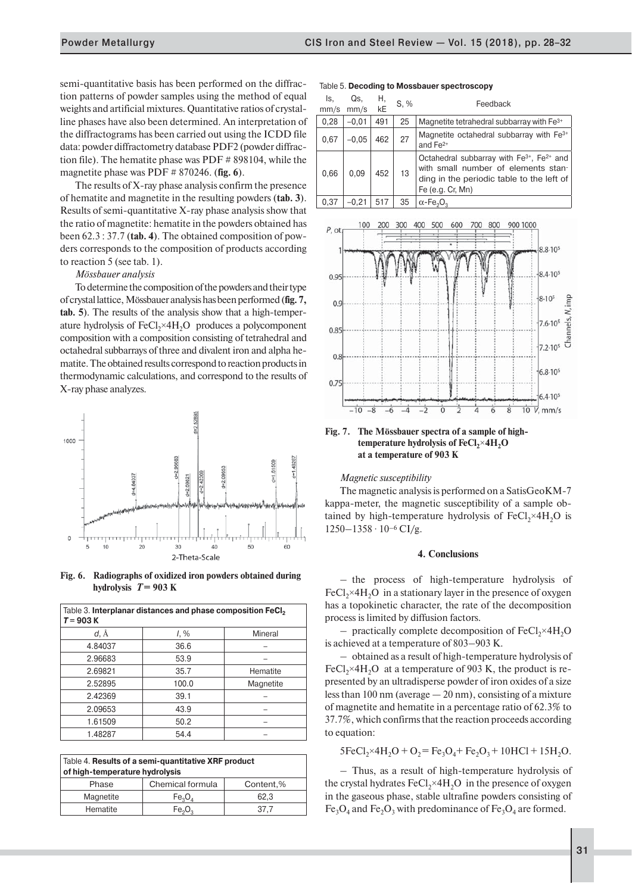semi-quantitative basis has been performed on the diffraction patterns of powder samples using the method of equal weights and artificial mixtures. Quantitative ratios of crystalline phases have also been determined. An interpretation of the diffractograms has been carried out using the ICDD file data: powder diffractometry database PDF2 (powder diffraction file). The hematite phase was PDF # 898104, while the magnetite phase was PDF # 870246. (**fig. 6**).

The results of X-ray phase analysis confirm the presence of hematite and magnetite in the resulting powders (**tab. 3**). Results of semi-quantitative X-ray phase analysis show that the ratio of magnetite: hematite in the powders obtained has been 62.3 : 37.7 (**tab. 4**). The obtained composition of powders corresponds to the composition of products according to reaction 5 (see tab. 1).

*Mössbauer analysis*

To determine the composition of the powders and their type of crystal lattice, Mössbauer analysis has been performed (**fig. 7, tab. 5**). The results of the analysis show that a high-temperature hydrolysis of $FeCl_2{\times}4H_2O$ produces a polycomponent composition with a composition consisting of tetrahedral and octahedral subbarrays of three and divalent iron and alpha hematite. The obtained results correspond to reaction products in thermodynamic calculations, and correspond to the results of X-ray phase analyzes.

**Fig. 6. Radiographs of oxidized iron powders obtained during hydrolysis $T = 903$ K**

Table 3. **Interplanar distances and phase composition $FeCl_2$ $T = 903$ K**

| $d$, Å | $I$, % | Mineral |
|---|---|---|
| 4.84037 | 36.6 | – |
| 2.96683 | 53.9 | – |
| 2.69821 | 35.7 | Hematite |
| 2.52895 | 100.0 | Magnetite |
| 2.42369 | 39.1 | – |
| 2.09653 | 43.9 | – |
| 1.61509 | 50.2 | – |
| 1.48287 | 54.4 | – |

Table 4. **Results of a semi-quantitative XRF product of high-temperature hydrolysis**

| Phase | Chemical formula | Content,% |
|---|---|---|
| Magnetite | $Fe_3O_4$ | 62,3 |
| Hematite | $Fe_2O_3$ | 37,7 |

Table 5. **Decoding to Mossbauer spectroscopy**

| Is, mm/s | Qs, mm/s | H, kE | S, % | Feedback |
|---|---|---|---|---|
| 0,28 | –0,01 | 491 | 25 | Magnetite tetrahedral subbarray with $Fe^{3+}$ |
| 0,67 | –0,05 | 462 | 27 | Magnetite octahedral subbarray with $Fe^{3+}$ and $Fe^{2+}$ |
| 0,66 | 0,09 | 452 | 13 | Octahedral subbarray with $Fe^{3+}$, $Fe^{2+}$ and with small number of elements standing in the periodic table to the left of Fe (e.g. Cr, Mn) |
| 0,37 | –0,21 | 517 | 35 | $\alpha$-$Fe_2O_3$ |

**Fig. 7. The Mössbauer spectra of a sample of high-temperature hydrolysis of $FeCl_2{\times}4H_2O$ at a temperature of 903 K**

*Magnetic susceptibility*

The magnetic analysis is performed on a SatisGeoKM-7 kappa-meter, the magnetic susceptibility of a sample obtained by high-temperature hydrolysis of $FeCl_2{\times}4H_2O$ is $1250–1358 \cdot 10^{-6}$ CI/g.

#### 4. Conclusions

– the process of high-temperature hydrolysis of $FeCl_2{\times}4H_2O$ in a stationary layer in the presence of oxygen has a topokinetic character, the rate of the decomposition process is limited by diffusion factors.

– practically complete decomposition of $FeCl_2{\times}4H_2O$ is achieved at a temperature of 803–903 K.

– obtained as a result of high-temperature hydrolysis of $FeCl_2{\times}4H_2O$ at a temperature of 903 K, the product is represented by an ultradisperse powder of iron oxides of a size less than 100 nm (average — 20 nm), consisting of a mixture of magnetite and hematite in a percentage ratio of 62.3% to 37.7%, which confirms that the reaction proceeds according to equation:

$$5FeCl_2{\times}4H_2O + O_2 = Fe_3O_4 + Fe_2O_3 + 10HCl + 15H_2O.$$

– Thus, as a result of high-temperature hydrolysis of the crystal hydrates $FeCl_2{\times}4H_2O$ in the presence of oxygen in the gaseous phase, stable ultrafine powders consisting of $Fe_3O_4$ and $Fe_2O_3$ with predominance of $Fe_3O_4$ are formed.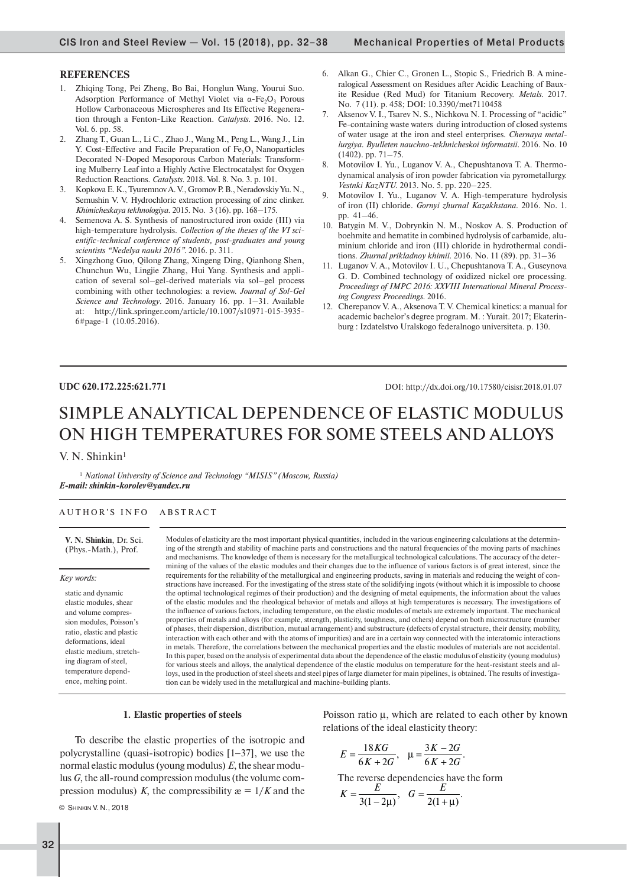## REFERENCES

1. Zhiqing Tong, Pei Zheng, Bo Bai, Honglun Wang, Yourui Suo. Adsorption Performance of Methyl Violet via $\alpha$-$Fe_2O_3$ Porous Hollow Carbonaceous Microspheres and Its Effective Regeneration through a Fenton-Like Reaction. *Catalysts*. 2016. No. 12. Vol. 6. pp. 58.
2. Zhang T., Guan L., Li C., Zhao J., Wang M., Peng L., Wang J., Lin Y. Cost-Effective and Facile Preparation of $Fe_2O_3$ Nanoparticles Decorated N-Doped Mesoporous Carbon Materials: Transforming Mulberry Leaf into a Highly Active Electrocatalyst for Oxygen Reduction Reactions. *Catalysts*. 2018. Vol. 8. No. 3. p. 101.
3. Kopkova E. K., Tyuremnov A. V., Gromov P. B., Neradovskiy Yu. N., Semushin V. V. Hydrochloric extraction processing of zinc clinker. *Khimicheskaya tekhnologiya*. 2015. No. 3 (16). pp. 168–175.
4. Semenova A. S. Synthesis of nanostructured iron oxide (III) via high-temperature hydrolysis. *Collection of the theses of the VI scientific-technical conference of students, post-graduates and young scientists "Nedelya nauki 2016"*. 2016. p. 311.
5. Xingzhong Guo, Qilong Zhang, Xingeng Ding, Qianhong Shen, Chunchun Wu, Lingjie Zhang, Hui Yang. Synthesis and application of several sol–gel-derived materials via sol–gel process combining with other technologies: a review. *Journal of Sol-Gel Science and Technology*. 2016. January 16. pp. 1–31. Available at: http://link.springer.com/article/10.1007/s10971-015-3935-6#page-1 (10.05.2016).
6. Alkan G., Chier C., Gronen L., Stopic S., Friedrich B. A mineralogical Assessment on Residues after Acidic Leaching of Bauxite Residue (Red Mud) for Titanium Recovery. *Metals*. 2017. No. 7 (11). p. 458; DOI: 10.3390/met7110458
7. Aksenov V. I., Tsarev N. S., Nichkova N. I. Processing of "acidic" Fe-containing waste waters during introduction of closed systems of water usage at the iron and steel enterprises. *Chernaya metallurgiya. Byulleten nauchno-tekhnicheskoi informatsii*. 2016. No. 10 (1402). pp. 71–75.
8. Motovilov I. Yu., Luganov V. A., Chepushtanova T. A. Thermodynamical analysis of iron powder fabrication via pyrometallurgy. *Vestnki KazNTU*. 2013. No. 5. pp. 220–225.
9. Motovilov I. Yu., Luganov V. A. High-temperature hydrolysis of iron (II) chloride. *Gornyi zhurnal Kazakhstana*. 2016. No. 1. pp. 41–46.
10. Batygin M. V., Dobrynkin N. M., Noskov A. S. Production of boehmite and hematite in combined hydrolysis of carbamide, aluminium chloride and iron (III) chloride in hydrothermal conditions. *Zhurnal prikladnoy khimii*. 2016. No. 11 (89). pp. 31–36
11. Luganov V. A., Motovilov I. U., Chepushtanova T. A., Guseynova G. D. Combined technology of oxidized nickel ore processing. *Proceedings of IMPC 2016: XXVIII International Mineral Processing Congress Proceedings*. 2016.
12. Cherepanov V. A., Aksenova T. V. Chemical kinetics: a manual for academic bachelor's degree program. M. : Yurait. 2017; Ekaterinburg : Izdatelstvo Uralskogo federalnogo universiteta. p. 130.

---

**UDC 620.172.225:621.771**

DOI: http://dx.doi.org/10.17580/cisisr.2018.01.07

# SIMPLE ANALYTICAL DEPENDENCE OF ELASTIC MODULUS ON HIGH TEMPERATURES FOR SOME STEELS AND ALLOYS

V. N. Shinkin[1]

[1] *National University of Science and Technology "MISIS" (Moscow, Russia)*
***E-mail: shinkin-korolev@yandex.ru***

AUTHOR'S INFO

**V. N. Shinkin**, Dr. Sci. (Phys.-Math.), Prof.

*Key words:*

static and dynamic elastic modules, shear and volume compression modules, Poisson's ratio, elastic and plastic deformations, ideal elastic medium, stretching diagram of steel, temperature dependence, melting point.

ABSTRACT

Modules of elasticity are the most important physical quantities, included in the various engineering calculations at the determining of the strength and stability of machine parts and constructions and the natural frequencies of the moving parts of machines and mechanisms. The knowledge of them is necessary for the metallurgical technological calculations. The accuracy of the determining of the values of the elastic modules and their changes due to the influence of various factors is of great interest, since the requirements for the reliability of the metallurgical and engineering products, saving in materials and reducing the weight of constructions have increased. For the investigating of the stress state of the solidifying ingots (without which it is impossible to choose the optimal technological regimes of their production) and the designing of metal equipments, the information about the values of the elastic modules and the rheological behavior of metals and alloys at high temperatures is necessary. The investigations of the influence of various factors, including temperature, on the elastic modules of metals are extremely important. The mechanical properties of metals and alloys (for example, strength, plasticity, toughness, and others) depend on both microstructure (number of phases, their dispersion, distribution, mutual arrangement) and substructure (defects of crystal structure, their density, mobility, interaction with each other and with the atoms of impurities) and are in a certain way connected with the interatomic interactions in metals. Therefore, the correlations between the mechanical properties and the elastic modules of materials are not accidental. In this paper, based on the analysis of experimental data about the dependence of the elastic modulus of elasticity (young modulus) for various steels and alloys, the analytical dependence of the elastic modulus on temperature for the heat-resistant steels and alloys, used in the production of steel sheets and steel pipes of large diameter for main pipelines, is obtained. The results of investigation can be widely used in the metallurgical and machine-building plants.

### 1. Elastic properties of steels

To describe the elastic properties of the isotropic and polycrystalline (quasi-isotropic) bodies [1–37], we use the normal elastic modulus (young modulus) $E$, the shear modulus $G$, the all-round compression modulus (the volume compression modulus) $K$, the compressibility $æ = 1/K$ and the Poisson ratio $\mu$, which are related to each other by known relations of the ideal elasticity theory:

$$E = \frac{18KG}{6K + 2G}, \quad \mu = \frac{3K - 2G}{6K + 2G}.$$

The reverse dependencies have the form

$$K = \frac{E}{3(1 - 2\mu)}, \quad G = \frac{E}{2(1 + \mu)}.$$

© Shinkin V. N., 2018